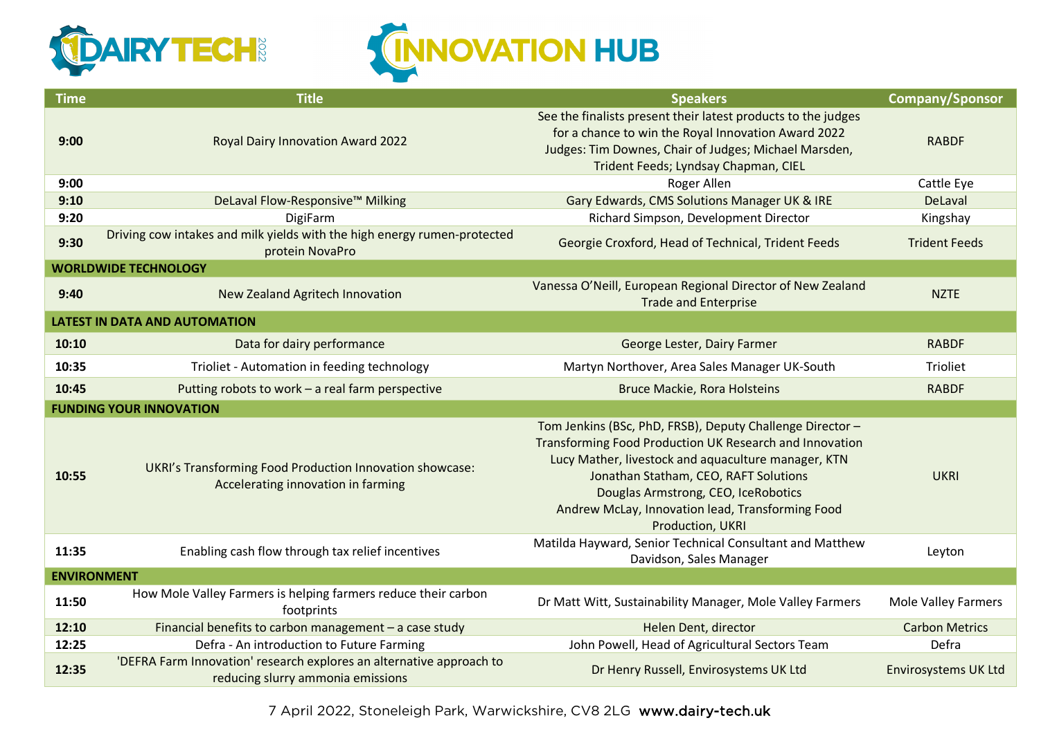# DAIRY TECH 2022 INNOVATION HUB

| Time | Title | Speakers | Company/Sponsor |
|---|---|---|---|
| 9:00 | Royal Dairy Innovation Award 2022 | See the finalists present their latest products to the judges for a chance to win the Royal Innovation Award 2022 Judges: Tim Downes, Chair of Judges; Michael Marsden, Trident Feeds; Lyndsay Chapman, CIEL | RABDF |
| 9:00 | | Roger Allen | Cattle Eye |
| 9:10 | DeLaval Flow-Responsive™ Milking | Gary Edwards, CMS Solutions Manager UK & IRE | DeLaval |
| 9:20 | DigiFarm | Richard Simpson, Development Director | Kingshay |
| 9:30 | Driving cow intakes and milk yields with the high energy rumen-protected protein NovaPro | Georgie Croxford, Head of Technical, Trident Feeds | Trident Feeds |
| **WORLDWIDE TECHNOLOGY** | | | |
| 9:40 | New Zealand Agritech Innovation | Vanessa O'Neill, European Regional Director of New Zealand Trade and Enterprise | NZTE |
| **LATEST IN DATA AND AUTOMATION** | | | |
| 10:10 | Data for dairy performance | George Lester, Dairy Farmer | RABDF |
| 10:35 | Trioliet - Automation in feeding technology | Martyn Northover, Area Sales Manager UK-South | Trioliet |
| 10:45 | Putting robots to work – a real farm perspective | Bruce Mackie, Rora Holsteins | RABDF |
| **FUNDING YOUR INNOVATION** | | | |
| 10:55 | UKRI's Transforming Food Production Innovation showcase: Accelerating innovation in farming | Tom Jenkins (BSc, PhD, FRSB), Deputy Challenge Director – Transforming Food Production UK Research and Innovation Lucy Mather, livestock and aquaculture manager, KTN Jonathan Statham, CEO, RAFT Solutions Douglas Armstrong, CEO, IceRobotics Andrew McLay, Innovation lead, Transforming Food Production, UKRI | UKRI |
| 11:35 | Enabling cash flow through tax relief incentives | Matilda Hayward, Senior Technical Consultant and Matthew Davidson, Sales Manager | Leyton |
| **ENVIRONMENT** | | | |
| 11:50 | How Mole Valley Farmers is helping farmers reduce their carbon footprints | Dr Matt Witt, Sustainability Manager, Mole Valley Farmers | Mole Valley Farmers |
| 12:10 | Financial benefits to carbon management – a case study | Helen Dent, director | Carbon Metrics |
| 12:25 | Defra - An introduction to Future Farming | John Powell, Head of Agricultural Sectors Team | Defra |
| 12:35 | 'DEFRA Farm Innovation' research explores an alternative approach to reducing slurry ammonia emissions | Dr Henry Russell, Envirosystems UK Ltd | Envirosystems UK Ltd |

7 April 2022, Stoneleigh Park, Warwickshire, CV8 2LG **www.dairy-tech.uk**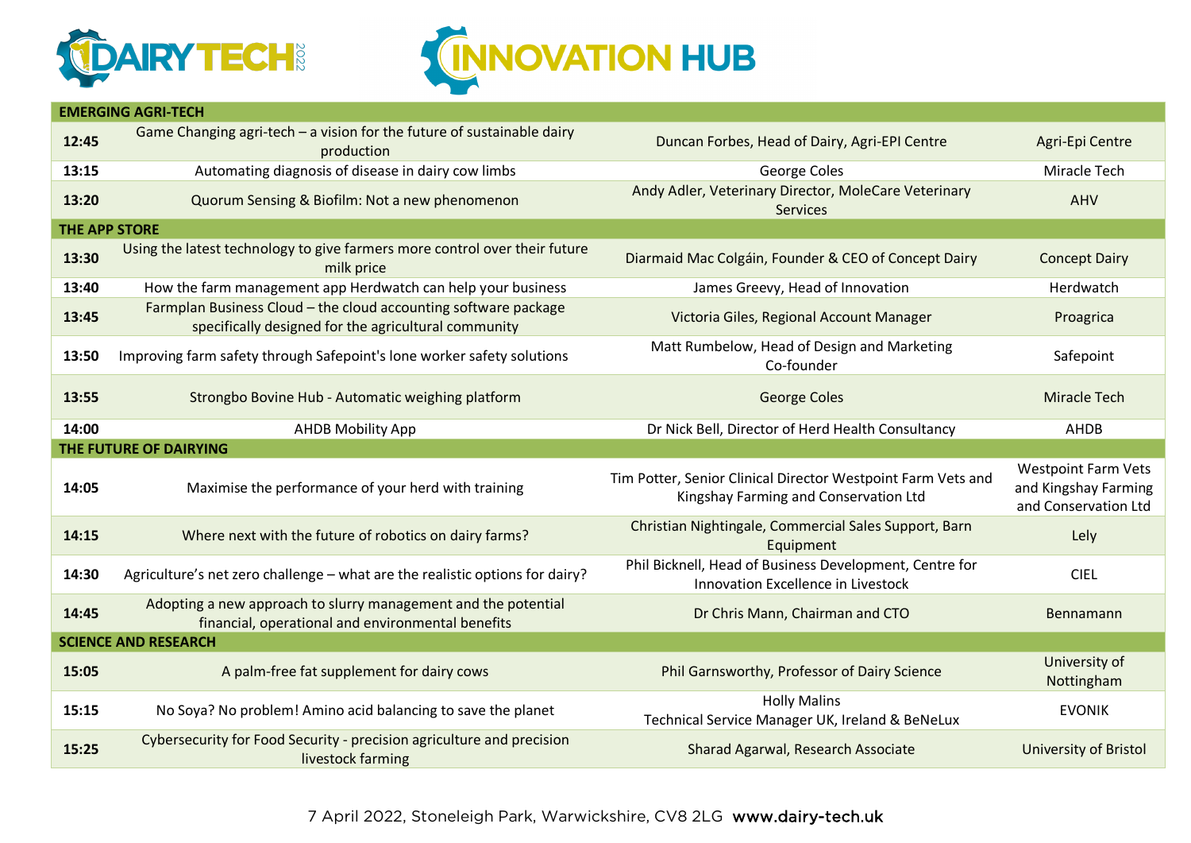DAIRY TECH 2022 — INNOVATION HUB

| | | | |
|---|---|---|---|
| **EMERGING AGRI-TECH** | | | |
| **12:45** | Game Changing agri-tech – a vision for the future of sustainable dairy production | Duncan Forbes, Head of Dairy, Agri-EPI Centre | Agri-Epi Centre |
| **13:15** | Automating diagnosis of disease in dairy cow limbs | George Coles | Miracle Tech |
| **13:20** | Quorum Sensing & Biofilm: Not a new phenomenon | Andy Adler, Veterinary Director, MoleCare Veterinary Services | AHV |
| **THE APP STORE** | | | |
| **13:30** | Using the latest technology to give farmers more control over their future milk price | Diarmaid Mac Colgáin, Founder & CEO of Concept Dairy | Concept Dairy |
| **13:40** | How the farm management app Herdwatch can help your business | James Greevy, Head of Innovation | Herdwatch |
| **13:45** | Farmplan Business Cloud – the cloud accounting software package specifically designed for the agricultural community | Victoria Giles, Regional Account Manager | Proagrica |
| **13:50** | Improving farm safety through Safepoint's lone worker safety solutions | Matt Rumbelow, Head of Design and Marketing Co-founder | Safepoint |
| **13:55** | Strongbo Bovine Hub - Automatic weighing platform | George Coles | Miracle Tech |
| **14:00** | AHDB Mobility App | Dr Nick Bell, Director of Herd Health Consultancy | AHDB |
| **THE FUTURE OF DAIRYING** | | | |
| **14:05** | Maximise the performance of your herd with training | Tim Potter, Senior Clinical Director Westpoint Farm Vets and Kingshay Farming and Conservation Ltd | Westpoint Farm Vets and Kingshay Farming and Conservation Ltd |
| **14:15** | Where next with the future of robotics on dairy farms? | Christian Nightingale, Commercial Sales Support, Barn Equipment | Lely |
| **14:30** | Agriculture's net zero challenge – what are the realistic options for dairy? | Phil Bicknell, Head of Business Development, Centre for Innovation Excellence in Livestock | CIEL |
| **14:45** | Adopting a new approach to slurry management and the potential financial, operational and environmental benefits | Dr Chris Mann, Chairman and CTO | Bennamann |
| **SCIENCE AND RESEARCH** | | | |
| **15:05** | A palm-free fat supplement for dairy cows | Phil Garnsworthy, Professor of Dairy Science | University of Nottingham |
| **15:15** | No Soya? No problem! Amino acid balancing to save the planet | Holly Malins Technical Service Manager UK, Ireland & BeNeLux | EVONIK |
| **15:25** | Cybersecurity for Food Security - precision agriculture and precision livestock farming | Sharad Agarwal, Research Associate | University of Bristol |

7 April 2022, Stoneleigh Park, Warwickshire, CV8 2LG **www.dairy-tech.uk**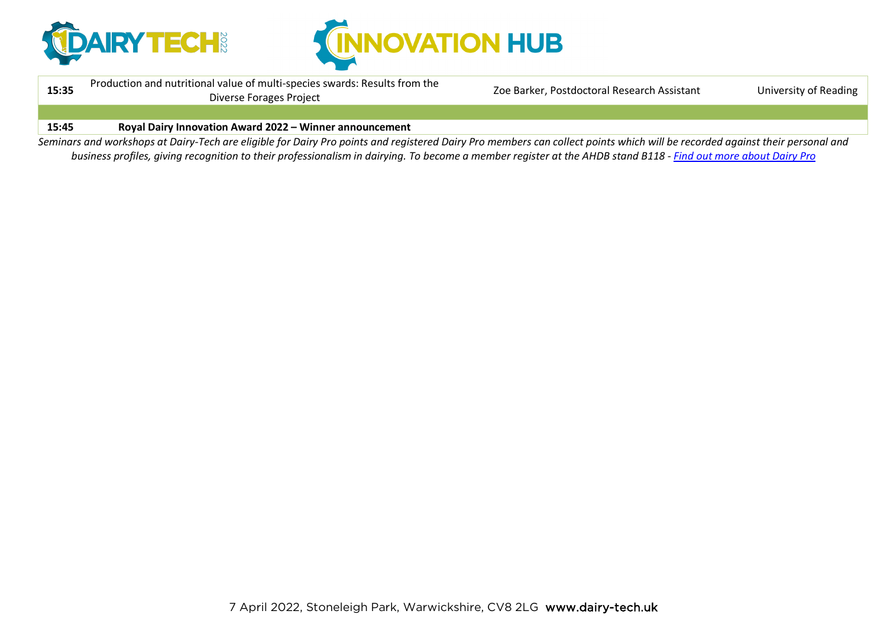| | | | |
|---|---|---|---|
| **15:35** | Production and nutritional value of multi-species swards: Results from the Diverse Forages Project | Zoe Barker, Postdoctoral Research Assistant | University of Reading |
| | | | |
| **15:45** | **Royal Dairy Innovation Award 2022 – Winner announcement** | | |

*Seminars and workshops at Dairy-Tech are eligible for Dairy Pro points and registered Dairy Pro members can collect points which will be recorded against their personal and business profiles, giving recognition to their professionalism in dairying. To become a member register at the AHDB stand B118 - Find out more about Dairy Pro*

7 April 2022, Stoneleigh Park, Warwickshire, CV8 2LG www.dairy-tech.uk